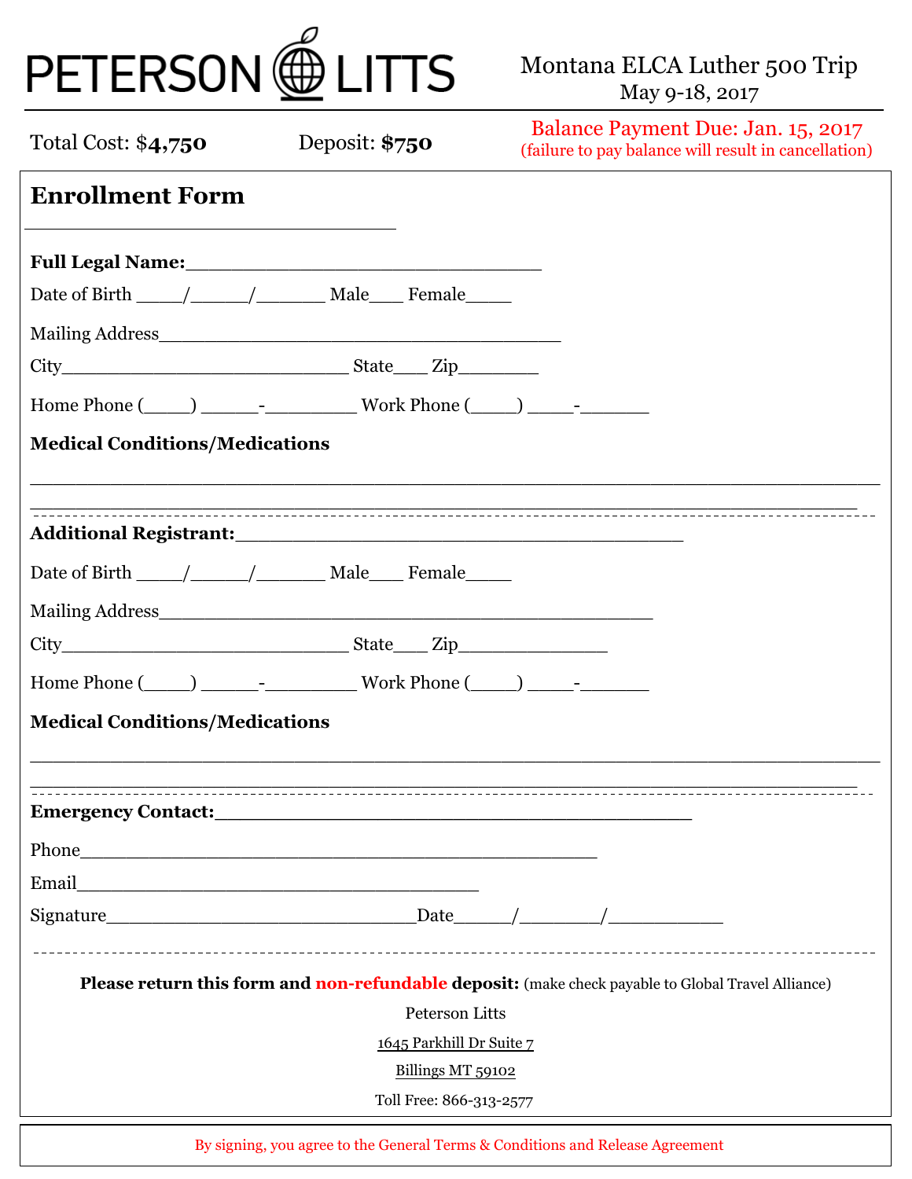PETERSON LITTS

Montana ELCA Luther 500 Trip
May 9-18, 2017

Total Cost: $**4,750** Deposit: **$750**

Balance Payment Due: Jan. 15, 2017
(failure to pay balance will result in cancellation)

## Enrollment Form

**Full Legal Name:**__________________________________

Date of Birth ____/_____/______ Male___ Female_____

Mailing Address______________________________________

City___________________________ State___ Zip________

Home Phone (_____) ______-_________ Work Phone (_____) _____-_______

**Medical Conditions/Medications**

________________________________________________________________________________

________________________________________________________________________________

**Additional Registrant:**_________________________________________

Date of Birth ____/_____/______ Male___ Female_____

Mailing Address______________________________________________

City___________________________ State___ Zip_______________

Home Phone (_____) ______-_________ Work Phone (_____) _____-_______

**Medical Conditions/Medications**

________________________________________________________________________________

________________________________________________________________________________

**Emergency Contact:**_____________________________________________

Phone________________________________________________

Email______________________________________

Signature______________________________Date_____/_______/___________

**Please return this form and non-refundable deposit:** (make check payable to Global Travel Alliance)

Peterson Litts

1645 Parkhill Dr Suite 7

Billings MT 59102

Toll Free: 866-313-2577

By signing, you agree to the General Terms & Conditions and Release Agreement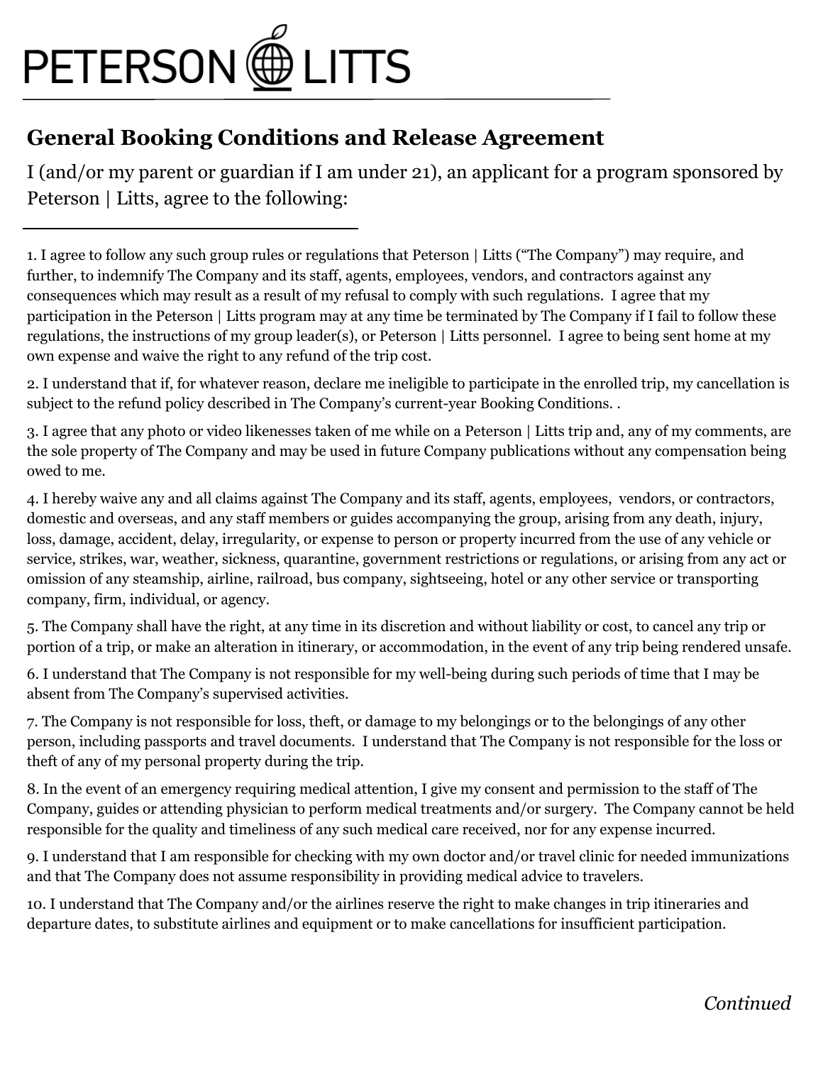# PETERSON | LITTS

## General Booking Conditions and Release Agreement

I (and/or my parent or guardian if I am under 21), an applicant for a program sponsored by Peterson | Litts, agree to the following:

---

1. I agree to follow any such group rules or regulations that Peterson | Litts ("The Company") may require, and further, to indemnify The Company and its staff, agents, employees, vendors, and contractors against any consequences which may result as a result of my refusal to comply with such regulations. I agree that my participation in the Peterson | Litts program may at any time be terminated by The Company if I fail to follow these regulations, the instructions of my group leader(s), or Peterson | Litts personnel. I agree to being sent home at my own expense and waive the right to any refund of the trip cost.

2. I understand that if, for whatever reason, declare me ineligible to participate in the enrolled trip, my cancellation is subject to the refund policy described in The Company's current-year Booking Conditions. .

3. I agree that any photo or video likenesses taken of me while on a Peterson | Litts trip and, any of my comments, are the sole property of The Company and may be used in future Company publications without any compensation being owed to me.

4. I hereby waive any and all claims against The Company and its staff, agents, employees, vendors, or contractors, domestic and overseas, and any staff members or guides accompanying the group, arising from any death, injury, loss, damage, accident, delay, irregularity, or expense to person or property incurred from the use of any vehicle or service, strikes, war, weather, sickness, quarantine, government restrictions or regulations, or arising from any act or omission of any steamship, airline, railroad, bus company, sightseeing, hotel or any other service or transporting company, firm, individual, or agency.

5. The Company shall have the right, at any time in its discretion and without liability or cost, to cancel any trip or portion of a trip, or make an alteration in itinerary, or accommodation, in the event of any trip being rendered unsafe.

6. I understand that The Company is not responsible for my well-being during such periods of time that I may be absent from The Company's supervised activities.

7. The Company is not responsible for loss, theft, or damage to my belongings or to the belongings of any other person, including passports and travel documents. I understand that The Company is not responsible for the loss or theft of any of my personal property during the trip.

8. In the event of an emergency requiring medical attention, I give my consent and permission to the staff of The Company, guides or attending physician to perform medical treatments and/or surgery. The Company cannot be held responsible for the quality and timeliness of any such medical care received, nor for any expense incurred.

9. I understand that I am responsible for checking with my own doctor and/or travel clinic for needed immunizations and that The Company does not assume responsibility in providing medical advice to travelers.

10. I understand that The Company and/or the airlines reserve the right to make changes in trip itineraries and departure dates, to substitute airlines and equipment or to make cancellations for insufficient participation.

*Continued*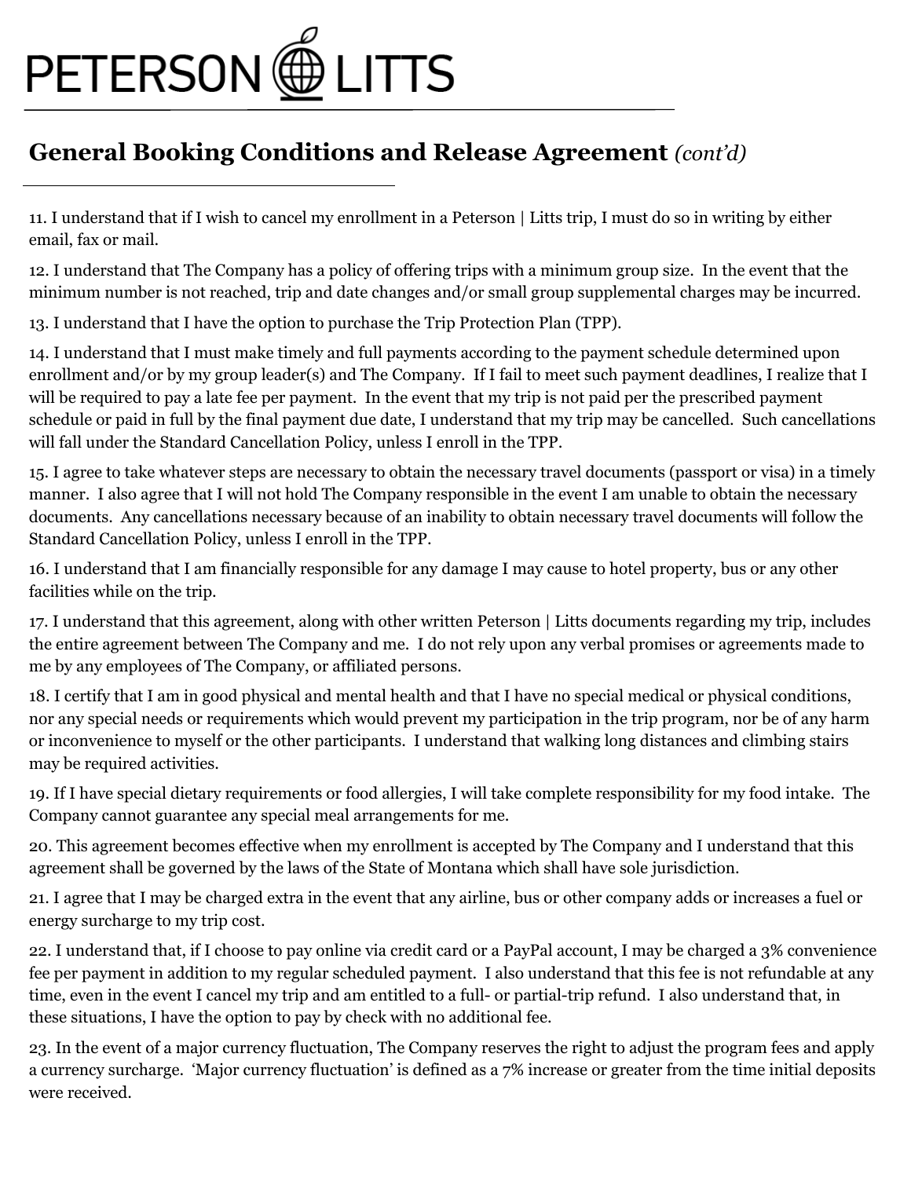# PETERSON LITTS

## General Booking Conditions and Release Agreement *(cont'd)*

11. I understand that if I wish to cancel my enrollment in a Peterson | Litts trip, I must do so in writing by either email, fax or mail.

12. I understand that The Company has a policy of offering trips with a minimum group size. In the event that the minimum number is not reached, trip and date changes and/or small group supplemental charges may be incurred.

13. I understand that I have the option to purchase the Trip Protection Plan (TPP).

14. I understand that I must make timely and full payments according to the payment schedule determined upon enrollment and/or by my group leader(s) and The Company. If I fail to meet such payment deadlines, I realize that I will be required to pay a late fee per payment. In the event that my trip is not paid per the prescribed payment schedule or paid in full by the final payment due date, I understand that my trip may be cancelled. Such cancellations will fall under the Standard Cancellation Policy, unless I enroll in the TPP.

15. I agree to take whatever steps are necessary to obtain the necessary travel documents (passport or visa) in a timely manner. I also agree that I will not hold The Company responsible in the event I am unable to obtain the necessary documents. Any cancellations necessary because of an inability to obtain necessary travel documents will follow the Standard Cancellation Policy, unless I enroll in the TPP.

16. I understand that I am financially responsible for any damage I may cause to hotel property, bus or any other facilities while on the trip.

17. I understand that this agreement, along with other written Peterson | Litts documents regarding my trip, includes the entire agreement between The Company and me. I do not rely upon any verbal promises or agreements made to me by any employees of The Company, or affiliated persons.

18. I certify that I am in good physical and mental health and that I have no special medical or physical conditions, nor any special needs or requirements which would prevent my participation in the trip program, nor be of any harm or inconvenience to myself or the other participants. I understand that walking long distances and climbing stairs may be required activities.

19. If I have special dietary requirements or food allergies, I will take complete responsibility for my food intake. The Company cannot guarantee any special meal arrangements for me.

20. This agreement becomes effective when my enrollment is accepted by The Company and I understand that this agreement shall be governed by the laws of the State of Montana which shall have sole jurisdiction.

21. I agree that I may be charged extra in the event that any airline, bus or other company adds or increases a fuel or energy surcharge to my trip cost.

22. I understand that, if I choose to pay online via credit card or a PayPal account, I may be charged a 3% convenience fee per payment in addition to my regular scheduled payment. I also understand that this fee is not refundable at any time, even in the event I cancel my trip and am entitled to a full- or partial-trip refund. I also understand that, in these situations, I have the option to pay by check with no additional fee.

23. In the event of a major currency fluctuation, The Company reserves the right to adjust the program fees and apply a currency surcharge. 'Major currency fluctuation' is defined as a 7% increase or greater from the time initial deposits were received.